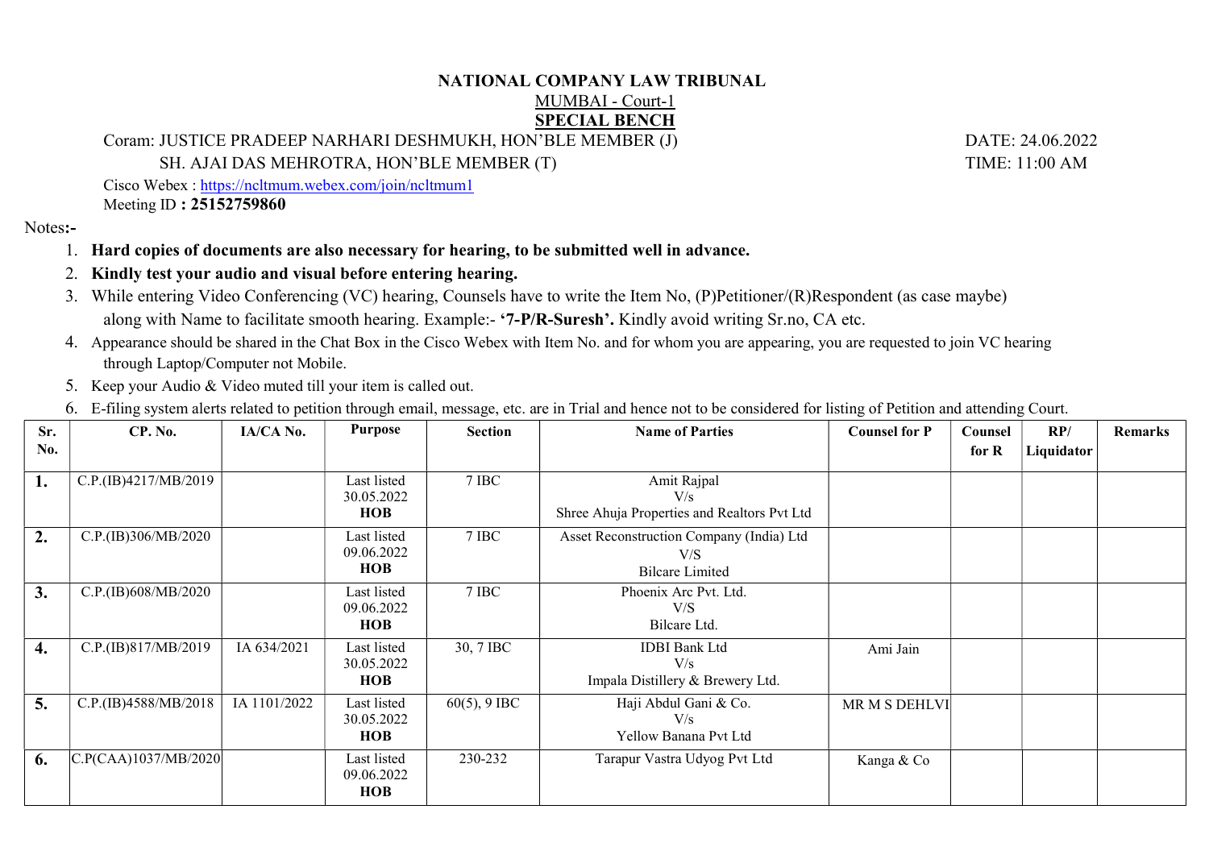**NATIONAL COMPANY LAW TRIBUNAL**

MUMBAI - Court-1

**SPECIAL BENCH**

Coram: JUSTICE PRADEEP NARHARI DESHMUKH, HON'BLE MEMBER (J) DATE: 24.06.2022

SH. AJAI DAS MEHROTRA, HON'BLE MEMBER (T) TIME: 11:00 AM

Cisco Webex : https://ncltmum.webex.com/join/ncltmum1

Meeting ID **: 25152759860**

Notes**:-**

1. **Hard copies of documents are also necessary for hearing, to be submitted well in advance.**
2. **Kindly test your audio and visual before entering hearing.**
3. While entering Video Conferencing (VC) hearing, Counsels have to write the Item No, (P)Petitioner/(R)Respondent (as case maybe) along with Name to facilitate smooth hearing. Example:- **'7-P/R-Suresh'.** Kindly avoid writing Sr.no, CA etc.
4. Appearance should be shared in the Chat Box in the Cisco Webex with Item No. and for whom you are appearing, you are requested to join VC hearing through Laptop/Computer not Mobile.
5. Keep your Audio & Video muted till your item is called out.
6. E-filing system alerts related to petition through email, message, etc. are in Trial and hence not to be considered for listing of Petition and attending Court.

| Sr. No. | CP. No. | IA/CA No. | Purpose | Section | Name of Parties | Counsel for P | Counsel for R | RP/ Liquidator | Remarks |
|---|---|---|---|---|---|---|---|---|---|
| **1.** | C.P.(IB)4217/MB/2019 | | Last listed 30.05.2022 **HOB** | 7 IBC | Amit Rajpal V/s Shree Ahuja Properties and Realtors Pvt Ltd | | | | |
| **2.** | C.P.(IB)306/MB/2020 | | Last listed 09.06.2022 **HOB** | 7 IBC | Asset Reconstruction Company (India) Ltd V/S Bilcare Limited | | | | |
| **3.** | C.P.(IB)608/MB/2020 | | Last listed 09.06.2022 **HOB** | 7 IBC | Phoenix Arc Pvt. Ltd. V/S Bilcare Ltd. | | | | |
| **4.** | C.P.(IB)817/MB/2019 | IA 634/2021 | Last listed 30.05.2022 **HOB** | 30, 7 IBC | IDBI Bank Ltd V/s Impala Distillery & Brewery Ltd. | Ami Jain | | | |
| **5.** | C.P.(IB)4588/MB/2018 | IA 1101/2022 | Last listed 30.05.2022 **HOB** | 60(5), 9 IBC | Haji Abdul Gani & Co. V/s Yellow Banana Pvt Ltd | MR M S DEHLVI | | | |
| **6.** | C.P(CAA)1037/MB/2020 | | Last listed 09.06.2022 **HOB** | 230-232 | Tarapur Vastra Udyog Pvt Ltd | Kanga & Co | | | |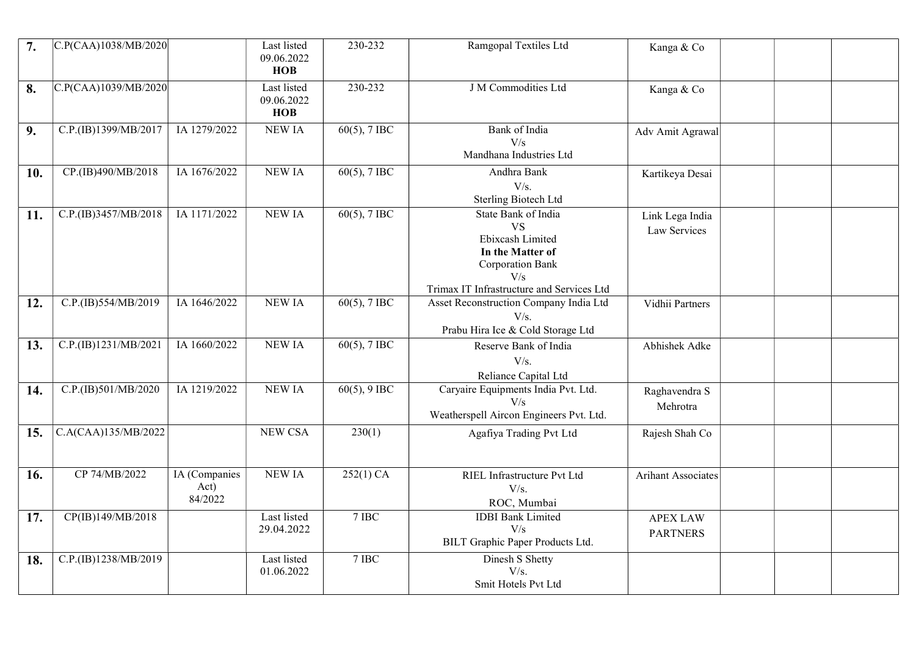| 7. | C.P(CAA)1038/MB/2020 | | Last listed 09.06.2022 **HOB** | 230-232 | Ramgopal Textiles Ltd | Kanga & Co | | | |
|---|---|---|---|---|---|---|---|---|---|
| 8. | C.P(CAA)1039/MB/2020 | | Last listed 09.06.2022 **HOB** | 230-232 | J M Commodities Ltd | Kanga & Co | | | |
| 9. | C.P.(IB)1399/MB/2017 | IA 1279/2022 | NEW IA | 60(5), 7 IBC | Bank of India V/s Mandhana Industries Ltd | Adv Amit Agrawal | | | |
| 10. | CP.(IB)490/MB/2018 | IA 1676/2022 | NEW IA | 60(5), 7 IBC | Andhra Bank V/s. Sterling Biotech Ltd | Kartikeya Desai | | | |
| 11. | C.P.(IB)3457/MB/2018 | IA 1171/2022 | NEW IA | 60(5), 7 IBC | State Bank of India VS Ebixcash Limited **In the Matter of** Corporation Bank V/s Trimax IT Infrastructure and Services Ltd | Link Lega India Law Services | | | |
| 12. | C.P.(IB)554/MB/2019 | IA 1646/2022 | NEW IA | 60(5), 7 IBC | Asset Reconstruction Company India Ltd V/s. Prabu Hira Ice & Cold Storage Ltd | Vidhii Partners | | | |
| 13. | C.P.(IB)1231/MB/2021 | IA 1660/2022 | NEW IA | 60(5), 7 IBC | Reserve Bank of India V/s. Reliance Capital Ltd | Abhishek Adke | | | |
| 14. | C.P.(IB)501/MB/2020 | IA 1219/2022 | NEW IA | 60(5), 9 IBC | Caryaire Equipments India Pvt. Ltd. V/s Weatherspell Aircon Engineers Pvt. Ltd. | Raghavendra S Mehrotra | | | |
| 15. | C.A(CAA)135/MB/2022 | | NEW CSA | 230(1) | Agafiya Trading Pvt Ltd | Rajesh Shah Co | | | |
| 16. | CP 74/MB/2022 | IA (Companies Act) 84/2022 | NEW IA | 252(1) CA | RIEL Infrastructure Pvt Ltd V/s. ROC, Mumbai | Arihant Associates | | | |
| 17. | CP(IB)149/MB/2018 | | Last listed 29.04.2022 | 7 IBC | IDBI Bank Limited V/s BILT Graphic Paper Products Ltd. | APEX LAW PARTNERS | | | |
| 18. | C.P.(IB)1238/MB/2019 | | Last listed 01.06.2022 | 7 IBC | Dinesh S Shetty V/s. Smit Hotels Pvt Ltd | | | | |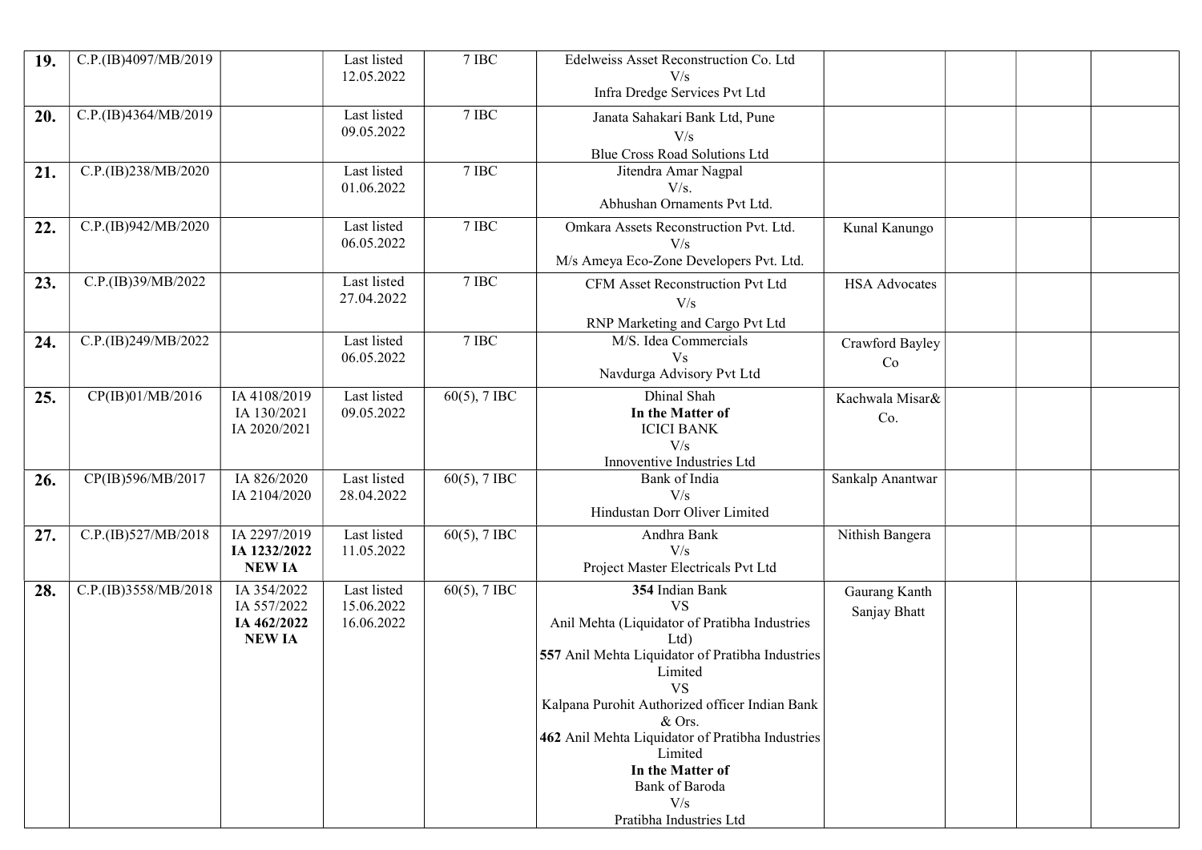| | | | | | | | | | |
|---|---|---|---|---|---|---|---|---|---|
| **19.** | C.P.(IB)4097/MB/2019 | | Last listed 12.05.2022 | 7 IBC | Edelweiss Asset Reconstruction Co. Ltd V/s Infra Dredge Services Pvt Ltd | | | | |
| **20.** | C.P.(IB)4364/MB/2019 | | Last listed 09.05.2022 | 7 IBC | Janata Sahakari Bank Ltd, Pune V/s Blue Cross Road Solutions Ltd | | | | |
| **21.** | C.P.(IB)238/MB/2020 | | Last listed 01.06.2022 | 7 IBC | Jitendra Amar Nagpal V/s. Abhushan Ornaments Pvt Ltd. | | | | |
| **22.** | C.P.(IB)942/MB/2020 | | Last listed 06.05.2022 | 7 IBC | Omkara Assets Reconstruction Pvt. Ltd. V/s M/s Ameya Eco-Zone Developers Pvt. Ltd. | Kunal Kanungo | | | |
| **23.** | C.P.(IB)39/MB/2022 | | Last listed 27.04.2022 | 7 IBC | CFM Asset Reconstruction Pvt Ltd V/s RNP Marketing and Cargo Pvt Ltd | HSA Advocates | | | |
| **24.** | C.P.(IB)249/MB/2022 | | Last listed 06.05.2022 | 7 IBC | M/S. Idea Commercials Vs Navdurga Advisory Pvt Ltd | Crawford Bayley Co | | | |
| **25.** | CP(IB)01/MB/2016 | IA 4108/2019<br>IA 130/2021<br>IA 2020/2021 | Last listed 09.05.2022 | 60(5), 7 IBC | Dhinal Shah<br>**In the Matter of**<br>ICICI BANK<br>V/s<br>Innoventive Industries Ltd | Kachwala Misar& Co. | | | |
| **26.** | CP(IB)596/MB/2017 | IA 826/2020<br>IA 2104/2020 | Last listed 28.04.2022 | 60(5), 7 IBC | Bank of India V/s Hindustan Dorr Oliver Limited | Sankalp Anantwar | | | |
| **27.** | C.P.(IB)527/MB/2018 | IA 2297/2019<br>**IA 1232/2022**<br>**NEW IA** | Last listed 11.05.2022 | 60(5), 7 IBC | Andhra Bank V/s Project Master Electricals Pvt Ltd | Nithish Bangera | | | |
| **28.** | C.P.(IB)3558/MB/2018 | IA 354/2022<br>IA 557/2022<br>**IA 462/2022**<br>**NEW IA** | Last listed 15.06.2022<br>16.06.2022 | 60(5), 7 IBC | **354** Indian Bank<br>VS<br>Anil Mehta (Liquidator of Pratibha Industries Ltd)<br>**557** Anil Mehta Liquidator of Pratibha Industries Limited<br>VS<br>Kalpana Purohit Authorized officer Indian Bank & Ors.<br>**462** Anil Mehta Liquidator of Pratibha Industries Limited<br>**In the Matter of**<br>Bank of Baroda<br>V/s<br>Pratibha Industries Ltd | Gaurang Kanth<br>Sanjay Bhatt | | | |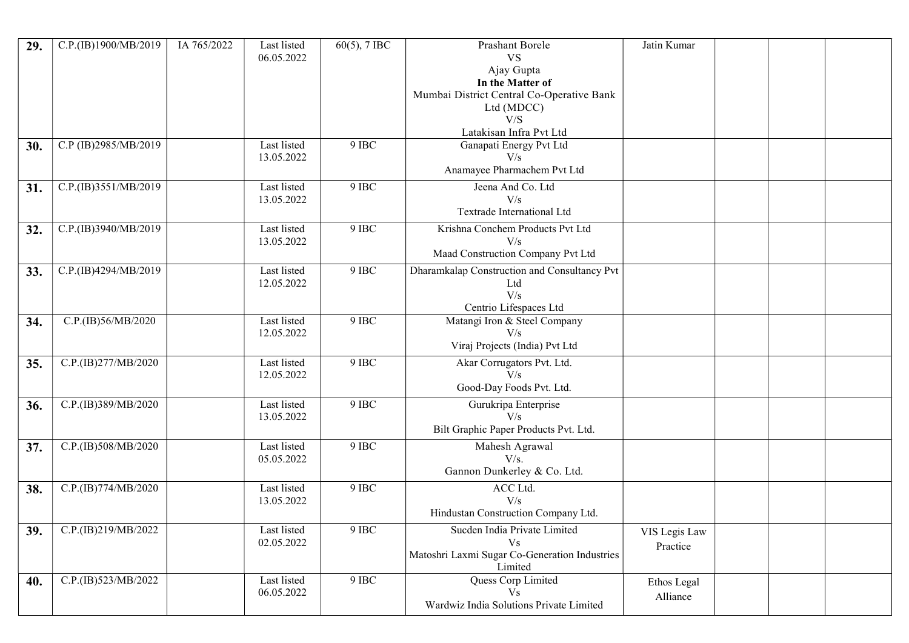| 29. | C.P.(IB)1900/MB/2019 | IA 765/2022 | Last listed 06.05.2022 | 60(5), 7 IBC | Prashant Borele VS Ajay Gupta **In the Matter of** Mumbai District Central Co-Operative Bank Ltd (MDCC) V/S Latakisan Infra Pvt Ltd | Jatin Kumar | | | |
|---|---|---|---|---|---|---|---|---|---|
| 30. | C.P (IB)2985/MB/2019 | | Last listed 13.05.2022 | 9 IBC | Ganapati Energy Pvt Ltd V/s Anamayee Pharmachem Pvt Ltd | | | | |
| 31. | C.P.(IB)3551/MB/2019 | | Last listed 13.05.2022 | 9 IBC | Jeena And Co. Ltd V/s Textrade International Ltd | | | | |
| 32. | C.P.(IB)3940/MB/2019 | | Last listed 13.05.2022 | 9 IBC | Krishna Conchem Products Pvt Ltd V/s Maad Construction Company Pvt Ltd | | | | |
| 33. | C.P.(IB)4294/MB/2019 | | Last listed 12.05.2022 | 9 IBC | Dharamkalap Construction and Consultancy Pvt Ltd V/s Centrio Lifespaces Ltd | | | | |
| 34. | C.P.(IB)56/MB/2020 | | Last listed 12.05.2022 | 9 IBC | Matangi Iron & Steel Company V/s Viraj Projects (India) Pvt Ltd | | | | |
| 35. | C.P.(IB)277/MB/2020 | | Last listed 12.05.2022 | 9 IBC | Akar Corrugators Pvt. Ltd. V/s Good-Day Foods Pvt. Ltd. | | | | |
| 36. | C.P.(IB)389/MB/2020 | | Last listed 13.05.2022 | 9 IBC | Gurukripa Enterprise V/s Bilt Graphic Paper Products Pvt. Ltd. | | | | |
| 37. | C.P.(IB)508/MB/2020 | | Last listed 05.05.2022 | 9 IBC | Mahesh Agrawal V/s. Gannon Dunkerley & Co. Ltd. | | | | |
| 38. | C.P.(IB)774/MB/2020 | | Last listed 13.05.2022 | 9 IBC | ACC Ltd. V/s Hindustan Construction Company Ltd. | | | | |
| 39. | C.P.(IB)219/MB/2022 | | Last listed 02.05.2022 | 9 IBC | Sucden India Private Limited Vs Matoshri Laxmi Sugar Co-Generation Industries Limited | VIS Legis Law Practice | | | |
| 40. | C.P.(IB)523/MB/2022 | | Last listed 06.05.2022 | 9 IBC | Quess Corp Limited Vs Wardwiz India Solutions Private Limited | Ethos Legal Alliance | | | |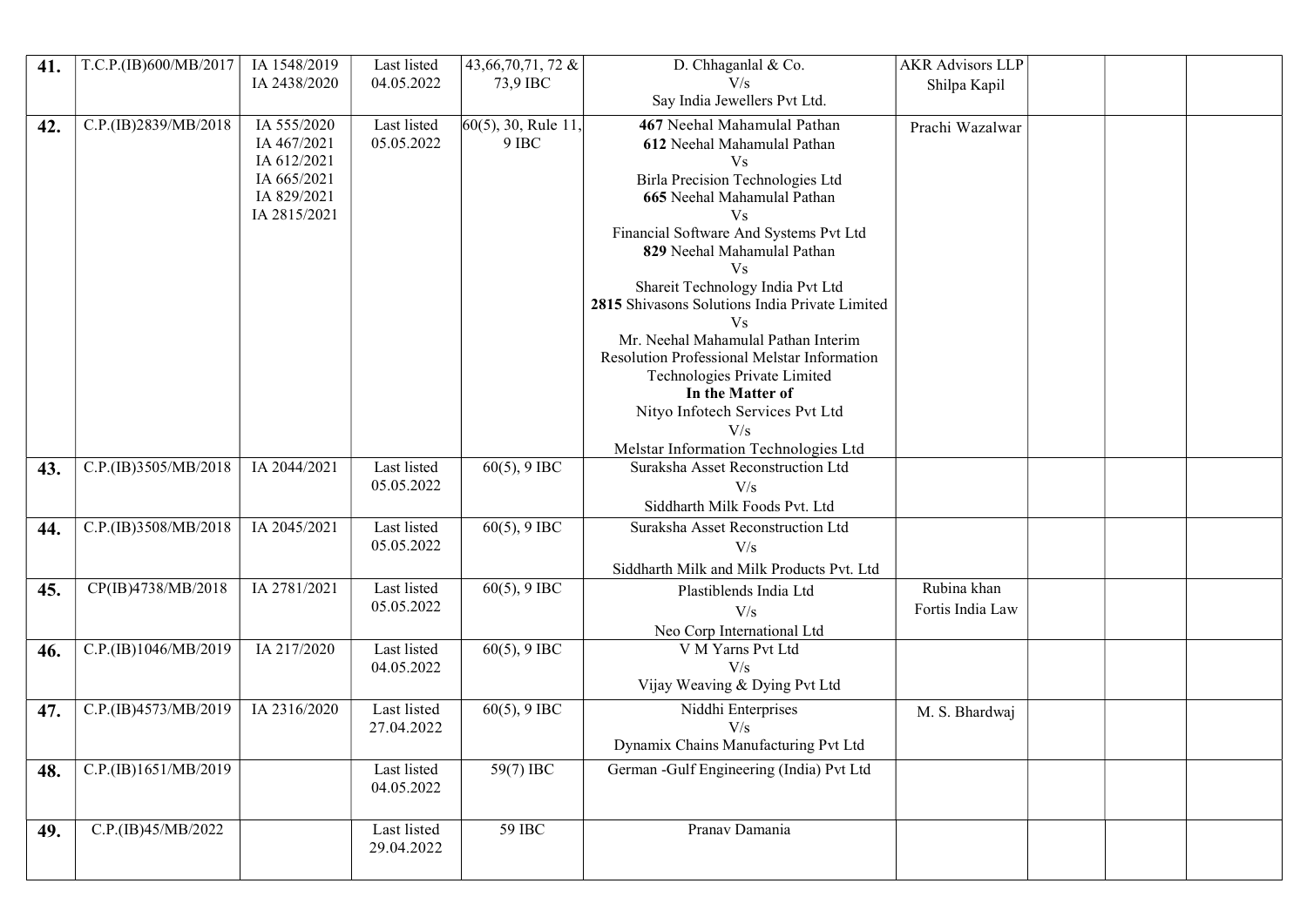| 41. | T.C.P.(IB)600/MB/2017 | IA 1548/2019<br>IA 2438/2020 | Last listed 04.05.2022 | 43,66,70,71, 72 & 73,9 IBC | D. Chhaganlal & Co.<br>V/s<br>Say India Jewellers Pvt Ltd. | AKR Advisors LLP<br>Shilpa Kapil | | | |
|---|---|---|---|---|---|---|---|---|---|
| 42. | C.P.(IB)2839/MB/2018 | IA 555/2020<br>IA 467/2021<br>IA 612/2021<br>IA 665/2021<br>IA 829/2021<br>IA 2815/2021 | Last listed 05.05.2022 | 60(5), 30, Rule 11, 9 IBC | **467** Neehal Mahamulal Pathan<br>**612** Neehal Mahamulal Pathan<br>Vs<br>Birla Precision Technologies Ltd<br>**665** Neehal Mahamulal Pathan<br>Vs<br>Financial Software And Systems Pvt Ltd<br>**829** Neehal Mahamulal Pathan<br>Vs<br>Shareit Technology India Pvt Ltd<br>**2815** Shivasons Solutions India Private Limited<br>Vs<br>Mr. Neehal Mahamulal Pathan Interim Resolution Professional Melstar Information Technologies Private Limited<br>**In the Matter of**<br>Nityo Infotech Services Pvt Ltd<br>V/s<br>Melstar Information Technologies Ltd | Prachi Wazalwar | | | |
| 43. | C.P.(IB)3505/MB/2018 | IA 2044/2021 | Last listed 05.05.2022 | 60(5), 9 IBC | Suraksha Asset Reconstruction Ltd<br>V/s<br>Siddharth Milk Foods Pvt. Ltd | | | | |
| 44. | C.P.(IB)3508/MB/2018 | IA 2045/2021 | Last listed 05.05.2022 | 60(5), 9 IBC | Suraksha Asset Reconstruction Ltd<br>V/s<br>Siddharth Milk and Milk Products Pvt. Ltd | | | | |
| 45. | CP(IB)4738/MB/2018 | IA 2781/2021 | Last listed 05.05.2022 | 60(5), 9 IBC | Plastiblends India Ltd<br>V/s<br>Neo Corp International Ltd | Rubina khan<br>Fortis India Law | | | |
| 46. | C.P.(IB)1046/MB/2019 | IA 217/2020 | Last listed 04.05.2022 | 60(5), 9 IBC | V M Yarns Pvt Ltd<br>V/s<br>Vijay Weaving & Dying Pvt Ltd | | | | |
| 47. | C.P.(IB)4573/MB/2019 | IA 2316/2020 | Last listed 27.04.2022 | 60(5), 9 IBC | Niddhi Enterprises<br>V/s<br>Dynamix Chains Manufacturing Pvt Ltd | M. S. Bhardwaj | | | |
| 48. | C.P.(IB)1651/MB/2019 | | Last listed 04.05.2022 | 59(7) IBC | German -Gulf Engineering (India) Pvt Ltd | | | | |
| 49. | C.P.(IB)45/MB/2022 | | Last listed 29.04.2022 | 59 IBC | Pranav Damania | | | | |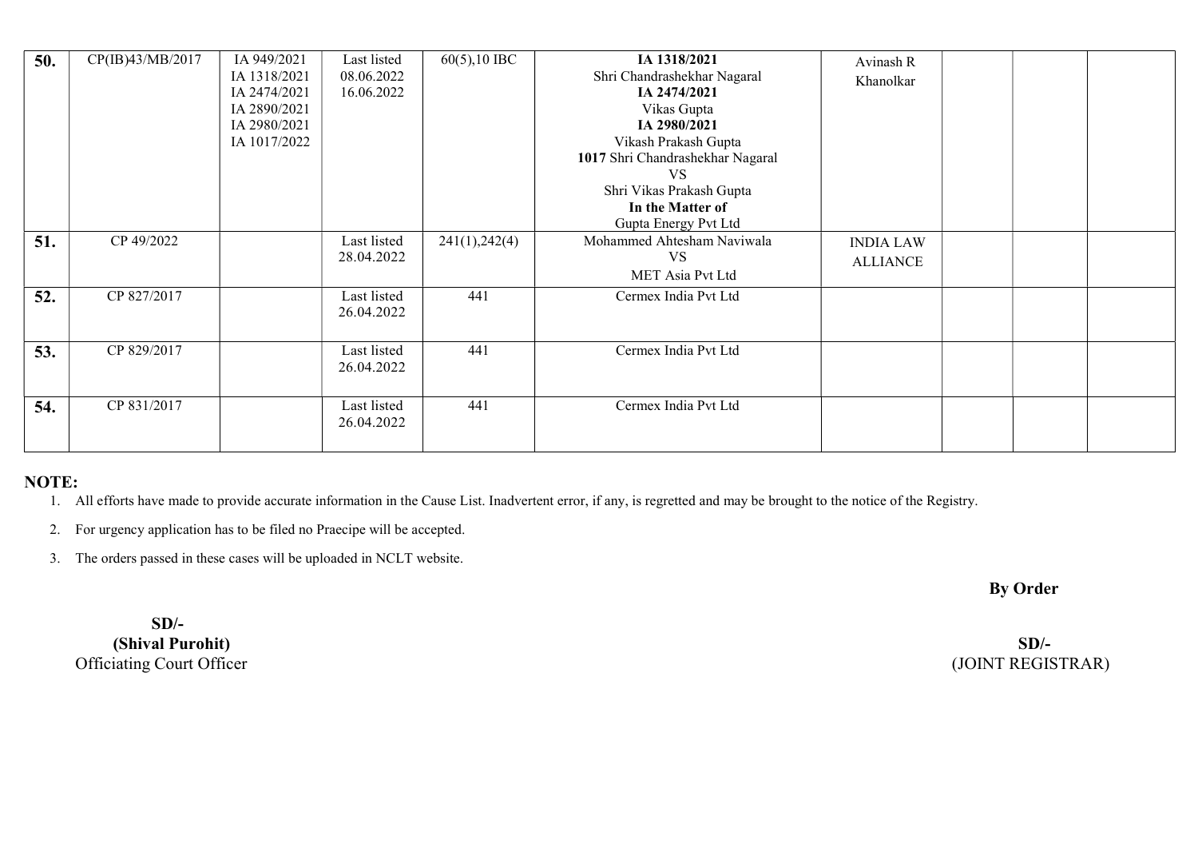| | | | | | | | | | |
|---|---|---|---|---|---|---|---|---|---|
| **50.** | CP(IB)43/MB/2017 | IA 949/2021 IA 1318/2021 IA 2474/2021 IA 2890/2021 IA 2980/2021 IA 1017/2022 | Last listed 08.06.2022 16.06.2022 | 60(5),10 IBC | **IA 1318/2021** Shri Chandrashekhar Nagaral **IA 2474/2021** Vikas Gupta **IA 2980/2021** Vikash Prakash Gupta **1017** Shri Chandrashekhar Nagaral VS Shri Vikas Prakash Gupta **In the Matter of** Gupta Energy Pvt Ltd | Avinash R Khanolkar | | | |
| **51.** | CP 49/2022 | | Last listed 28.04.2022 | 241(1),242(4) | Mohammed Ahtesham Naviwala VS MET Asia Pvt Ltd | INDIA LAW ALLIANCE | | | |
| **52.** | CP 827/2017 | | Last listed 26.04.2022 | 441 | Cermex India Pvt Ltd | | | | |
| **53.** | CP 829/2017 | | Last listed 26.04.2022 | 441 | Cermex India Pvt Ltd | | | | |
| **54.** | CP 831/2017 | | Last listed 26.04.2022 | 441 | Cermex India Pvt Ltd | | | | |

**NOTE:**

1. All efforts have made to provide accurate information in the Cause List. Inadvertent error, if any, is regretted and may be brought to the notice of the Registry.
2. For urgency application has to be filed no Praecipe will be accepted.
3. The orders passed in these cases will be uploaded in NCLT website.

**By Order**

**SD/-**
**(Shival Purohit)**
Officiating Court Officer

**SD/-**
(JOINT REGISTRAR)